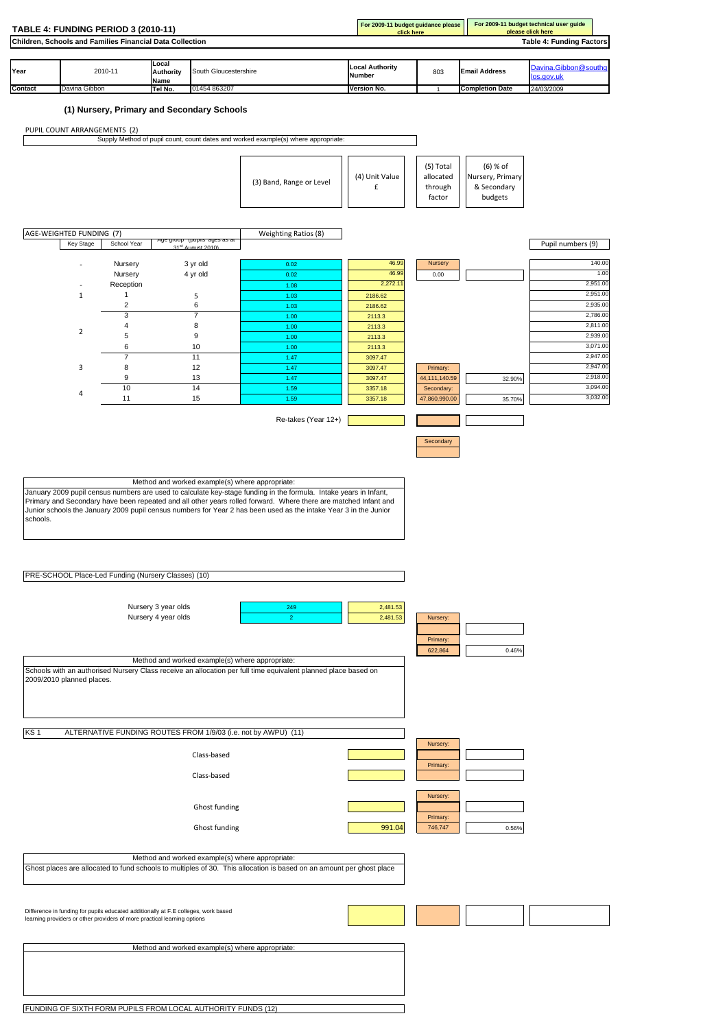## TABLE 4: FUNDING PERIOD 3 (2010-11)

For 2009-11 budget guidance please click here | For 2009-11 budget technical user guide please click here

**Children, Schools and Families Financial Data Collection** — **Table 4: Funding Factors**

| Year | 2010-11 | Local Authority Name | South Gloucestershire | Local Authority Number | 803 | Email Address | Davina.Gibbon@southglos.gov.uk |
|---|---|---|---|---|---|---|---|
| Contact | Davina Gibbon | Tel No. | 01454 863207 | Version No. | 1 | Completion Date | 24/03/2009 |

### (1) Nursery, Primary and Secondary Schools

PUPIL COUNT ARRANGEMENTS (2)

Supply Method of pupil count, count dates and worked example(s) where appropriate:

| | (3) Band, Range or Level | (4) Unit Value £ | (5) Total allocated through factor | (6) % of Nursery, Primary & Secondary budgets |
|---|---|---|---|---|

AGE-WEIGHTED FUNDING (7)

| Key Stage | School Year | Age group (pupils ages as at 31st August 2010) | Weighting Ratios (8) | Unit Value £ | Total allocated through factor | % of budgets | Pupil numbers (9) |
|---|---|---|---|---|---|---|---|
| - | Nursery | 3 yr old | 0.02 | 46.99 | Nursery | | 140.00 |
| | Nursery | 4 yr old | 0.02 | 46.99 | 0.00 | | 1.00 |
| - | Reception | | 1.08 | 2,272.11 | | | 2,951.00 |
| 1 | 1 | 5 | 1.03 | 2186.62 | | | 2,951.00 |
| | 2 | 6 | 1.03 | 2186.62 | | | 2,935.00 |
| 2 | 3 | 7 | 1.00 | 2113.3 | | | 2,786.00 |
| | 4 | 8 | 1.00 | 2113.3 | | | 2,811.00 |
| | 5 | 9 | 1.00 | 2113.3 | | | 2,939.00 |
| | 6 | 10 | 1.00 | 2113.3 | | | 3,071.00 |
| 3 | 7 | 11 | 1.47 | 3097.47 | | | 2,947.00 |
| | 8 | 12 | 1.47 | 3097.47 | Primary: | | 2,947.00 |
| | 9 | 13 | 1.47 | 3097.47 | 44,111,140.59 | 32.90% | 2,918.00 |
| 4 | 10 | 14 | 1.59 | 3357.18 | Secondary: | | 3,094.00 |
| | 11 | 15 | 1.59 | 3357.18 | 47,860,990.00 | 35.70% | 3,032.00 |
| | | | Re-takes (Year 12+) | | | | |
| | | | | | Secondary | | |

Method and worked example(s) where appropriate:

January 2009 pupil census numbers are used to calculate key-stage funding in the formula. Intake years in Infant, Primary and Secondary have been repeated and all other years rolled forward. Where there are matched Infant and Junior schools the January 2009 pupil census numbers for Year 2 has been used as the intake Year 3 in the Junior schools.

PRE-SCHOOL Place-Led Funding (Nursery Classes) (10)

| | Band, Range or Level | Unit Value £ | Total allocated through factor | % of budgets |
|---|---|---|---|---|
| Nursery 3 year olds | 249 | 2,481.53 | | |
| Nursery 4 year olds | 2 | 2,481.53 | Nursery: | |
| | | | | |
| | | | Primary: | |
| | | | 622,864 | 0.46% |

Method and worked example(s) where appropriate:

Schools with an authorised Nursery Class receive an allocation per full time equivalent planned place based on 2009/2010 planned places.

KS 1 ALTERNATIVE FUNDING ROUTES FROM 1/9/03 (i.e. not by AWPU) (11)

| | Unit Value £ | Total allocated through factor | % of budgets |
|---|---|---|---|
| Class-based | | Nursery: | |
| Class-based | | Primary: | |
| Ghost funding | | Nursery: | |
| Ghost funding | 991.04 | Primary: 746,747 | 0.56% |

Method and worked example(s) where appropriate:

Ghost places are allocated to fund schools to multiples of 30. This allocation is based on an amount per ghost place

Difference in funding for pupils educated additionally at F.E colleges, work based learning providers or other providers of more practical learning options

Method and worked example(s) where appropriate:

FUNDING OF SIXTH FORM PUPILS FROM LOCAL AUTHORITY FUNDS (12)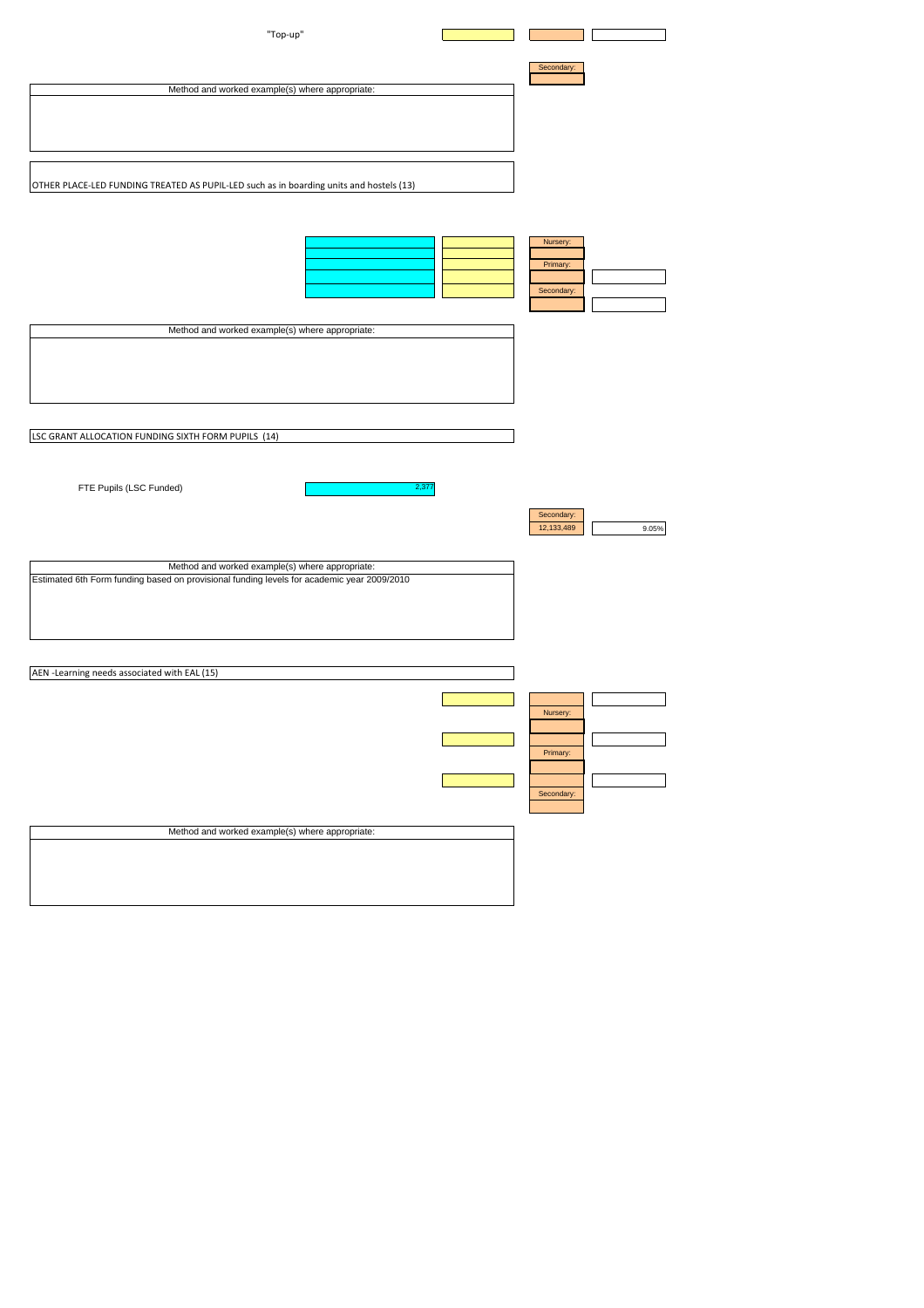"Top-up"

Secondary:

Method and worked example(s) where appropriate:

OTHER PLACE-LED FUNDING TREATED AS PUPIL-LED such as in boarding units and hostels (13)

Nursery:

Primary:

Secondary:

Method and worked example(s) where appropriate:

LSC GRANT ALLOCATION FUNDING SIXTH FORM PUPILS (14)

| FTE Pupils (LSC Funded) | 2,377 |
|---|---|

| Secondary: | |
|---|---|
| 12,133,489 | 9.05% |

Method and worked example(s) where appropriate:

Estimated 6th Form funding based on provisional funding levels for academic year 2009/2010

AEN -Learning needs associated with EAL (15)

Nursery:

Primary:

Secondary:

Method and worked example(s) where appropriate: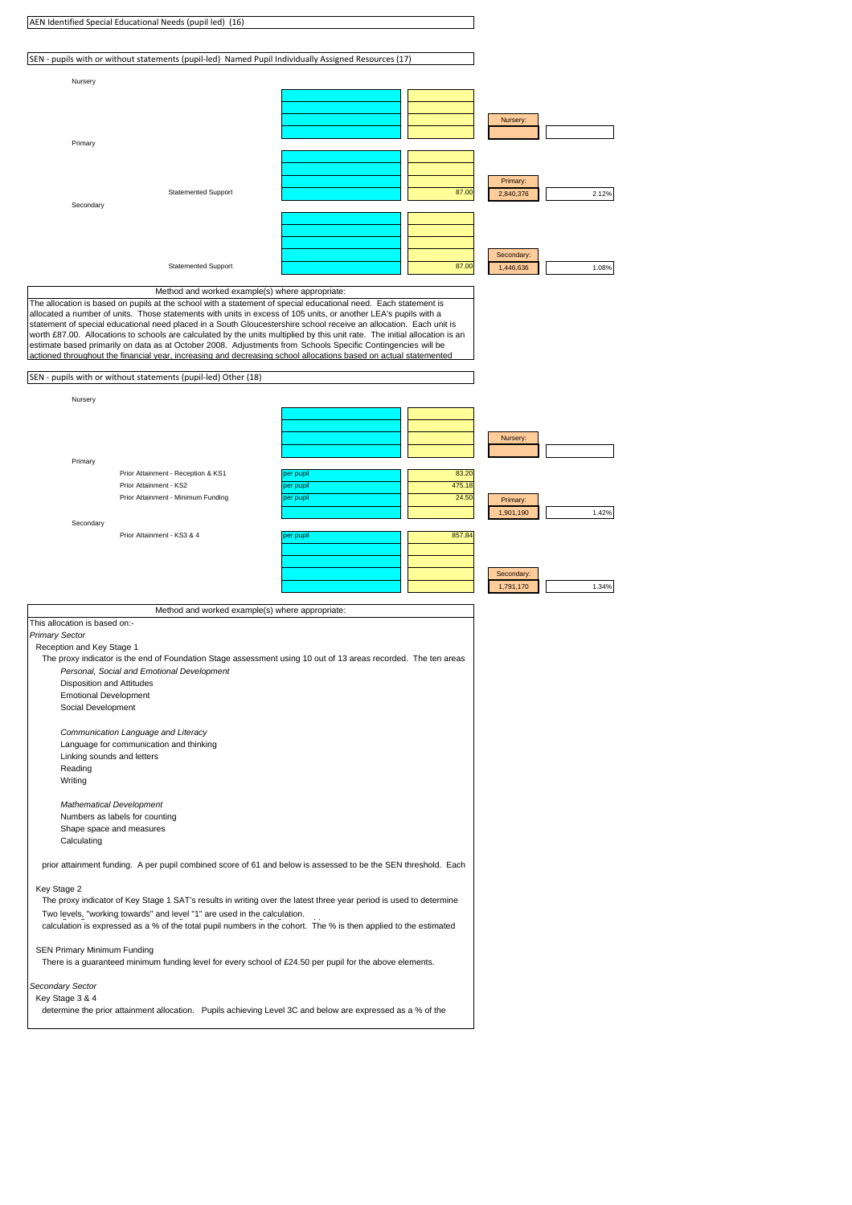AEN Identified Special Educational Needs (pupil led) (16)

SEN - pupils with or without statements (pupil-led) Named Pupil Individually Assigned Resources (17)

| | | | | |
|---|---|---|---|---|
| **Nursery** | | | | |
| | | | Nursery: | |
| **Primary** | | | | |
| Statemented Support | | 87.00 | Primary: 2,840,376 | 2.12% |
| **Secondary** | | | | |
| Statemented Support | | 87.00 | Secondary: 1,446,636 | 1.08% |

Method and worked example(s) where appropriate:

The allocation is based on pupils at the school with a statement of special educational need. Each statement is allocated a number of units. Those statements with units in excess of 105 units, or another LEA's pupils with a statement of special educational need placed in a South Gloucestershire school receive an allocation. Each unit is worth £87.00. Allocations to schools are calculated by the units multiplied by this unit rate. The initial allocation is an estimate based primarily on data as at October 2008. Adjustments from Schools Specific Contingencies will be actioned throughout the financial year, increasing and decreasing school allocations based on actual statemented

SEN - pupils with or without statements (pupil-led) Other (18)

| | | | | |
|---|---|---|---|---|
| **Nursery** | | | | |
| | | | Nursery: | |
| **Primary** | | | | |
| Prior Attainment - Reception & KS1 | per pupil | 83.20 | | |
| Prior Attainment - KS2 | per pupil | 475.18 | | |
| Prior Attainment - Minimum Funding | per pupil | 24.50 | Primary: 1,901,190 | 1.42% |
| **Secondary** | | | | |
| Prior Attainment - KS3 & 4 | per pupil | 857.84 | | |
| | | | Secondary: 1,791,170 | 1.34% |

Method and worked example(s) where appropriate:

This allocation is based on:-

*Primary Sector*

Reception and Key Stage 1

The proxy indicator is the end of Foundation Stage assessment using 10 out of 13 areas recorded. The ten areas

*Personal, Social and Emotional Development*
- Disposition and Attitudes
- Emotional Development
- Social Development

*Communication Language and Literacy*
- Language for communication and thinking
- Linking sounds and letters
- Reading
- Writing

*Mathematical Development*
- Numbers as labels for counting
- Shape space and measures
- Calculating

prior attainment funding. A per pupil combined score of 61 and below is assessed to be the SEN threshold. Each

Key Stage 2

The proxy indicator of Key Stage 1 SAT's results in writing over the latest three year period is used to determine

Two levels, "working towards" and level "1" are used in the calculation.

calculation is expressed as a % of the total pupil numbers in the cohort. The % is then applied to the estimated

SEN Primary Minimum Funding

There is a guaranteed minimum funding level for every school of £24.50 per pupil for the above elements.

*Secondary Sector*

Key Stage 3 & 4

determine the prior attainment allocation. Pupils achieving Level 3C and below are expressed as a % of the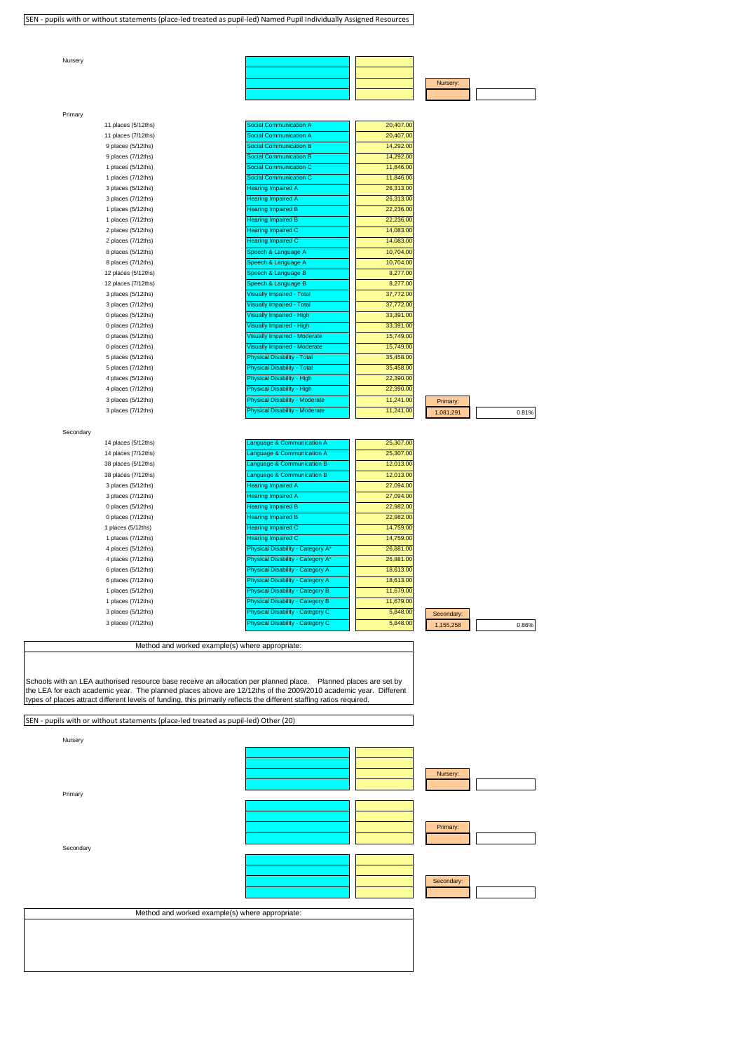SEN - pupils with or without statements (place-led treated as pupil-led) Named Pupil Individually Assigned Resources

Nursery

| | | | | |
|---|---|---|---|---|
| | | | Nursery: | |

Primary

| Places | Type | Rate | Total | % |
|---|---|---|---|---|
| 11 places (5/12ths) | Social Communication A | 20,407.00 | | |
| 11 places (7/12ths) | Social Communication A | 20,407.00 | | |
| 9 places (5/12ths) | Social Communication B | 14,292.00 | | |
| 9 places (7/12ths) | Social Communication B | 14,292.00 | | |
| 1 places (5/12ths) | Social Communication C | 11,846.00 | | |
| 1 places (7/12ths) | Social Communication C | 11,846.00 | | |
| 3 places (5/12ths) | Hearing Impaired A | 26,313.00 | | |
| 3 places (7/12ths) | Hearing Impaired A | 26,313.00 | | |
| 1 places (5/12ths) | Hearing Impaired B | 22,236.00 | | |
| 1 places (7/12ths) | Hearing Impaired B | 22,236.00 | | |
| 2 places (5/12ths) | Hearing Impaired C | 14,083.00 | | |
| 2 places (7/12ths) | Hearing Impaired C | 14,083.00 | | |
| 8 places (5/12ths) | Speech & Language A | 10,704.00 | | |
| 8 places (7/12ths) | Speech & Language A | 10,704.00 | | |
| 12 places (5/12ths) | Speech & Language B | 8,277.00 | | |
| 12 places (7/12ths) | Speech & Language B | 8,277.00 | | |
| 3 places (5/12ths) | Visually Impaired - Total | 37,772.00 | | |
| 3 places (7/12ths) | Visually Impaired - Total | 37,772.00 | | |
| 0 places (5/12ths) | Visually Impaired - High | 33,391.00 | | |
| 0 places (7/12ths) | Visually Impaired - High | 33,391.00 | | |
| 0 places (5/12ths) | Visually Impaired - Moderate | 15,749.00 | | |
| 0 places (7/12ths) | Visually Impaired - Moderate | 15,749.00 | | |
| 5 places (5/12ths) | Physical Disability - Total | 35,458.00 | | |
| 5 places (7/12ths) | Physical Disability - Total | 35,458.00 | | |
| 4 places (5/12ths) | Physical Disability - High | 22,390.00 | | |
| 4 places (7/12ths) | Physical Disability - High | 22,390.00 | | |
| 3 places (5/12ths) | Physical Disability - Moderate | 11,241.00 | Primary: | |
| 3 places (7/12ths) | Physical Disability - Moderate | 11,241.00 | 1,081,291 | 0.81% |

Secondary

| Places | Type | Rate | Total | % |
|---|---|---|---|---|
| 14 places (5/12ths) | Language & Communication A | 25,307.00 | | |
| 14 places (7/12ths) | Language & Communication A | 25,307.00 | | |
| 38 places (5/12ths) | Language & Communication B | 12,013.00 | | |
| 38 places (7/12ths) | Language & Communication B | 12,013.00 | | |
| 3 places (5/12ths) | Hearing Impaired A | 27,094.00 | | |
| 3 places (7/12ths) | Hearing Impaired A | 27,094.00 | | |
| 0 places (5/12ths) | Hearing Impaired B | 22,982.00 | | |
| 0 places (7/12ths) | Hearing Impaired B | 22,982.00 | | |
| 1 places (5/12ths) | Hearing Impaired C | 14,759.00 | | |
| 1 places (7/12ths) | Hearing Impaired C | 14,759.00 | | |
| 4 places (5/12ths) | Physical Disability - Category A* | 26,881.00 | | |
| 4 places (7/12ths) | Physical Disability - Category A* | 26,881.00 | | |
| 6 places (5/12ths) | Physical Disability - Category A | 18,613.00 | | |
| 6 places (7/12ths) | Physical Disability - Category A | 18,613.00 | | |
| 1 places (5/12ths) | Physical Disability - Category B | 11,679.00 | | |
| 1 places (7/12ths) | Physical Disability - Category B | 11,679.00 | | |
| 3 places (5/12ths) | Physical Disability - Category C | 5,848.00 | Secondary: | |
| 3 places (7/12ths) | Physical Disability - Category C | 5,848.00 | 1,155,258 | 0.86% |

Method and worked example(s) where appropriate:

Schools with an LEA authorised resource base receive an allocation per planned place. Planned places are set by the LEA for each academic year. The planned places above are 12/12ths of the 2009/2010 academic year. Different types of places attract different levels of funding, this primarily reflects the different staffing ratios required.

SEN - pupils with or without statements (place-led treated as pupil-led) Other (20)

Nursery

| | | | | |
|---|---|---|---|---|
| | | | Nursery: | |

Primary

| | | | | |
|---|---|---|---|---|
| | | | Primary: | |

Secondary

| | | | | |
|---|---|---|---|---|
| | | | Secondary: | |

Method and worked example(s) where appropriate: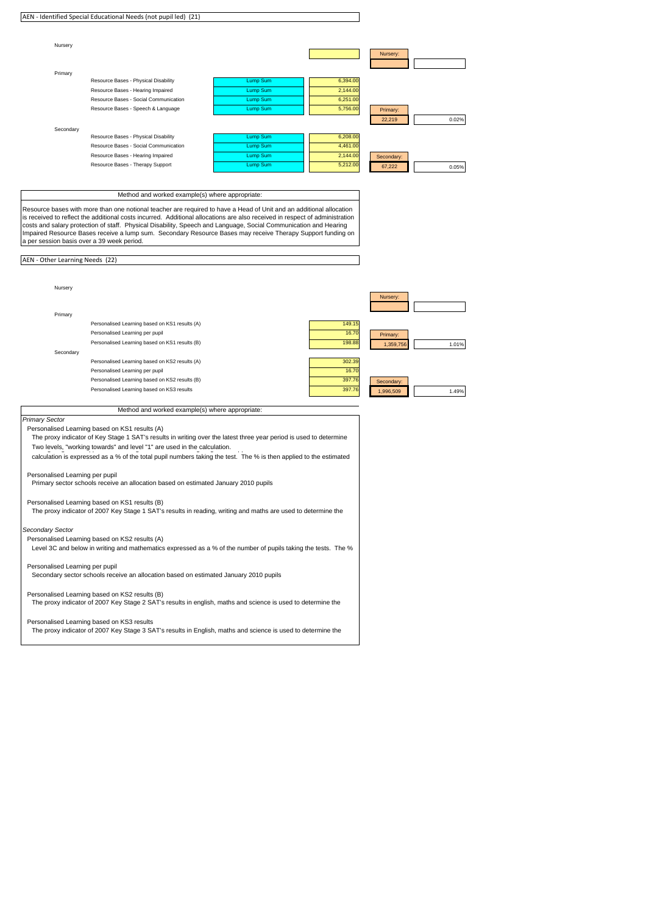## AEN - Identified Special Educational Needs (not pupil led) (21)

| Phase | Factor | Basis | Value | Total | % |
|---|---|---|---|---|---|
| Nursery | | | | Nursery: | |
| Primary | Resource Bases - Physical Disability | Lump Sum | 6,394.00 | | |
| | Resource Bases - Hearing Impaired | Lump Sum | 2,144.00 | | |
| | Resource Bases - Social Communication | Lump Sum | 6,251.00 | | |
| | Resource Bases - Speech & Language | Lump Sum | 5,756.00 | Primary: 22,219 | 0.02% |
| Secondary | Resource Bases - Physical Disability | Lump Sum | 6,208.00 | | |
| | Resource Bases - Social Communication | Lump Sum | 4,461.00 | | |
| | Resource Bases - Hearing Impaired | Lump Sum | 2,144.00 | | |
| | Resource Bases - Therapy Support | Lump Sum | 5,212.00 | Secondary: 67,222 | 0.05% |

### Method and worked example(s) where appropriate:

Resource bases with more than one notional teacher are required to have a Head of Unit and an additional allocation is received to reflect the additional costs incurred. Additional allocations are also received in respect of administration costs and salary protection of staff. Physical Disability, Speech and Language, Social Communication and Hearing Impaired Resource Bases receive a lump sum. Secondary Resource Bases may receive Therapy Support funding on a per session basis over a 39 week period.

## AEN - Other Learning Needs (22)

| Phase | Factor | Value | Total | % |
|---|---|---|---|---|
| Nursery | | | Nursery: | |
| Primary | Personalised Learning based on KS1 results (A) | 149.15 | | |
| | Personalised Learning per pupil | 16.70 | | |
| | Personalised Learning based on KS1 results (B) | 198.88 | Primary: 1,359,756 | 1.01% |
| Secondary | Personalised Learning based on KS2 results (A) | 302.39 | | |
| | Personalised Learning per pupil | 16.70 | | |
| | Personalised Learning based on KS2 results (B) | 397.76 | | |
| | Personalised Learning based on KS3 results | 397.76 | Secondary: 1,996,509 | 1.49% |

### Method and worked example(s) where appropriate:

*Primary Sector*

Personalised Learning based on KS1 results (A)

The proxy indicator of Key Stage 1 SAT's results in writing over the latest three year period is used to determine Two levels, "working towards" and level "1" are used in the calculation.

calculation is expressed as a % of the total pupil numbers taking the test. The % is then applied to the estimated

Personalised Learning per pupil

Primary sector schools receive an allocation based on estimated January 2010 pupils

Personalised Learning based on KS1 results (B)

The proxy indicator of 2007 Key Stage 1 SAT's results in reading, writing and maths are used to determine the

*Secondary Sector*

Personalised Learning based on KS2 results (A)

Level 3C and below in writing and mathematics expressed as a % of the number of pupils taking the tests. The %

Personalised Learning per pupil

Secondary sector schools receive an allocation based on estimated January 2010 pupils

Personalised Learning based on KS2 results (B)

The proxy indicator of 2007 Key Stage 2 SAT's results in english, maths and science is used to determine the

Personalised Learning based on KS3 results

The proxy indicator of 2007 Key Stage 3 SAT's results in English, maths and science is used to determine the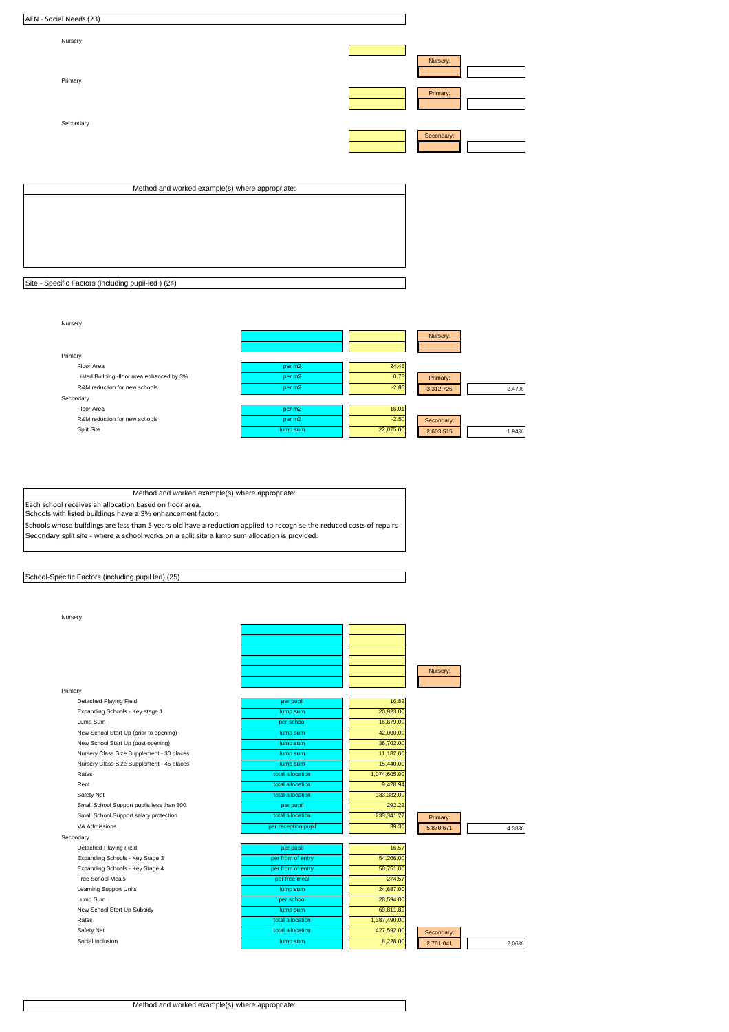## AEN - Social Needs (23)

Nursery

Nursery:

Primary

Primary:

Secondary

Secondary:

Method and worked example(s) where appropriate:

## Site - Specific Factors (including pupil-led ) (24)

| | | | | |
|---|---|---|---|---|
| **Nursery** | | | Nursery: | |
| **Primary** | | | | |
| Floor Area | per m2 | 24.46 | | |
| Listed Building -floor area enhanced by 3% | per m2 | 0.73 | Primary: | |
| R&M reduction for new schools | per m2 | -2.85 | 3,312,725 | 2.47% |
| **Secondary** | | | | |
| Floor Area | per m2 | 16.01 | | |
| R&M reduction for new schools | per m2 | -2.50 | Secondary: | |
| Split Site | lump sum | 22,075.00 | 2,603,515 | 1.94% |

Method and worked example(s) where appropriate:

Each school receives an allocation based on floor area.
Schools with listed buildings have a 3% enhancement factor.
Schools whose buildings are less than 5 years old have a reduction applied to recognise the reduced costs of repairs
Secondary split site - where a school works on a split site a lump sum allocation is provided.

## School-Specific Factors (including pupil led) (25)

| | | | | |
|---|---|---|---|---|
| **Nursery** | | | Nursery: | |
| **Primary** | | | | |
| Detached Playing Field | per pupil | 16.82 | | |
| Expanding Schools - Key stage 1 | lump sum | 20,923.00 | | |
| Lump Sum | per school | 16,879.00 | | |
| New School Start Up (prior to opening) | lump sum | 42,000.00 | | |
| New School Start Up (post opening) | lump sum | 36,702.00 | | |
| Nursery Class Size Supplement - 30 places | lump sum | 11,182.00 | | |
| Nursery Class Size Supplement - 45 places | lump sum | 15,440.00 | | |
| Rates | total allocation | 1,074,605.00 | | |
| Rent | total allocation | 9,428.94 | | |
| Safety Net | total allocation | 333,382.00 | | |
| Small School Support pupils less than 300 | per pupil | 292.22 | | |
| Small School Support salary protection | total allocation | 233,341.27 | Primary: | |
| VA Admissions | per reception pupil | 39.30 | 5,870,671 | 4.38% |
| **Secondary** | | | | |
| Detached Playing Field | per pupil | 16.57 | | |
| Expanding Schools - Key Stage 3 | per from of entry | 54,206.00 | | |
| Expanding Schools - Key Stage 4 | per from of entry | 58,751.00 | | |
| Free School Meals | per free meal | 274.57 | | |
| Learning Support Units | lump sum | 24,687.00 | | |
| Lump Sum | per school | 28,594.00 | | |
| New School Start Up Subsidy | lump sum | 69,811.89 | | |
| Rates | total allocation | 1,387,490.00 | | |
| Safety Net | total allocation | 427,592.00 | Secondary: | |
| Social Inclusion | lump sum | 8,228.00 | 2,761,041 | 2.06% |

Method and worked example(s) where appropriate: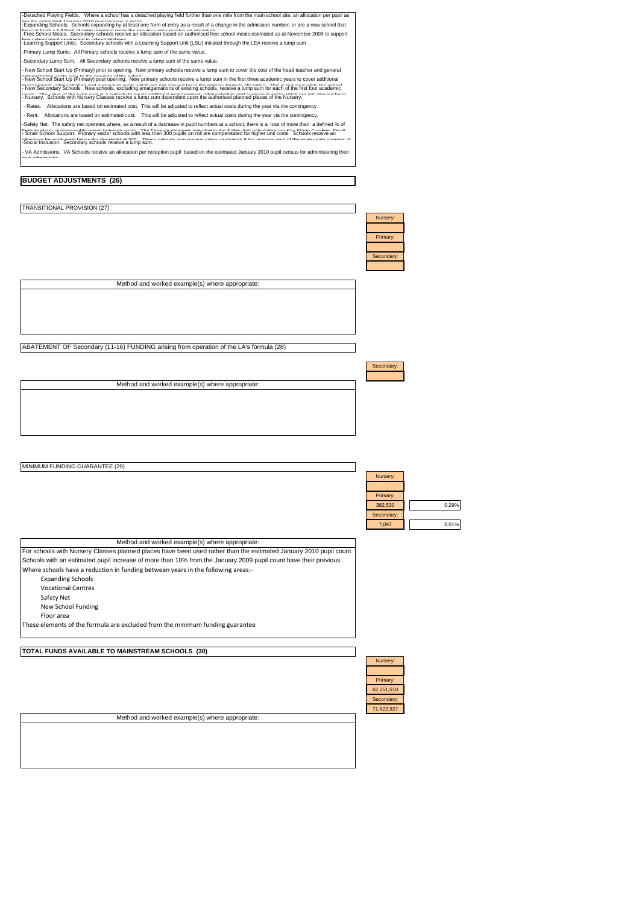-Detached Playing Fields. Where a school has a detached playing field further than one mile from the main school site, an allocation per pupil as per the estimated January 2010 pupil census is made.

-Expanding Schools. Schools expanding by at least one form of entry as a result of a change in the admission number; or are a new school that have at least a full form of entry increase since the previous year receive an allocation.

-Free School Meals. Secondary schools receive an allocation based on authorised free school meals estimated as at November 2009 to support free school meal production in school kitchens.

-Learning Support Units. Secondary schools with a Learning Support Unit (LSU) initiated through the LEA receive a lump sum

-Primary Lump Sums. All Primary schools receive a lump sum of the same value.

-Secondary Lump Sum. All Secondary schools receive a lump sum of the same value.

- New School Start Up (Primary) prior to opening. New primary schools receive a lump sum to cover the cost of the head teacher and general administration costs prior to the opening of the school.

- New School Start Up (Primary) post opening. New primary schools receive a lump sum in the first three academic years to cover additional management, administration and curriculum costs which are not allowed for in the primary formula allocation. This is required while the school

- New Secondary Schools. New schools, excluding amalgamations of existing schools, receive a lump sum for each of the first four academic years. The value of the lump sum is a subsidy to cover additional management, administration and curriculum costs which are not allowed for in

- Nursery. Schools with Nursery Classes receive a lump sum dependent upon the authorised planned places of the Nursery.

- Rates. Allocations are based on estimated cost. This will be adjusted to reflect actual costs during the year via the contingency.

- Rent. Allocations are based on estimated cost. This will be adjusted to reflect actual costs during the year via the contingency.

-Safety Net. The safety net operates where, as a result of a decrease in pupil numbers at a school, there is a loss of more than a defined % of formula share at comparable prices between years. The Formula elements included in the Safety Net calculation are Key Stage Funding, Small

- Small School Support. Primary sector schools with less than 300 pupils on roll are compensated for higher unit costs. Schools receive an allocation for each pupil below the threshold of 300. These schools also receive salary protection if the average cost of the main scale element of

-Social Inclusion. Secondary schools receive a lump sum.

- VA Admissions. VA Schools receive an allocation per reception pupil based on the estimated January 2010 pupil census for administering their own admissions.

## BUDGET ADJUSTMENTS (26)

### TRANSITIONAL PROVISION (27)

| | |
|---|---|
| Nursery: | |
| Primary: | |
| Secondary: | |

Method and worked example(s) where appropriate:

### ABATEMENT OF Secondary (11-16) FUNDING arising from operation of the LA's formula (28)

| | |
|---|---|
| Secondary: | |

Method and worked example(s) where appropriate:

### MINIMUM FUNDING GUARANTEE (29)

| | | |
|---|---|---|
| Nursery: | | |
| Primary: | 382,530 | 0.29% |
| Secondary: | 7,097 | 0.01% |

Method and worked example(s) where appropriate:

For schools with Nursery Classes planned places have been used rather than the estimated January 2010 pupil count.

Schools with an estimated pupil increase of more than 10% from the January 2009 pupil count have their previous

Where schools have a reduction in funding between years in the following areas:-

- Expanding Schools
- Vocational Centres
- Safety Net
- New School Funding
- Floor area

These elements of the formula are excluded from the minimum funding guarantee

### TOTAL FUNDS AVAILABLE TO MAINSTREAM SCHOOLS (30)

| | |
|---|---|
| Nursery: | |
| Primary: | 62,251,510 |
| Secondary: | 71,822,927 |

Method and worked example(s) where appropriate: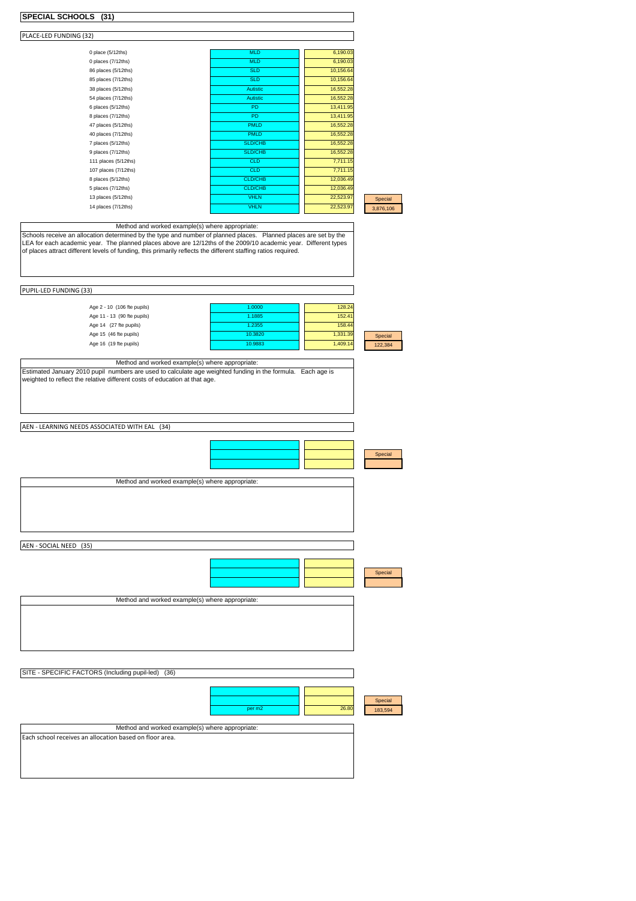## SPECIAL SCHOOLS (31)

### PLACE-LED FUNDING (32)

| Places | Type | Rate | |
|---|---|---|---|
| 0 place (5/12ths) | MLD | 6,190.03 | |
| 0 places (7/12ths) | MLD | 6,190.03 | |
| 86 places (5/12ths) | SLD | 10,156.64 | |
| 85 places (7/12ths) | SLD | 10,156.64 | |
| 38 places (5/12ths) | Autistic | 16,552.28 | |
| 54 places (7/12ths) | Autistic | 16,552.28 | |
| 6 places (5/12ths) | PD | 13,411.95 | |
| 8 places (7/12ths) | PD | 13,411.95 | |
| 47 places (5/12ths) | PMLD | 16,552.28 | |
| 40 places (7/12ths) | PMLD | 16,552.28 | |
| 7 places (5/12ths) | SLD/CHB | 16,552.28 | |
| 9 places (7/12ths) | SLD/CHB | 16,552.28 | |
| 111 places (5/12ths) | CLD | 7,711.15 | |
| 107 places (7/12ths) | CLD | 7,711.15 | |
| 8 places (5/12ths) | CLD/CHB | 12,036.49 | |
| 5 places (7/12ths) | CLD/CHB | 12,036.49 | |
| 13 places (5/12ths) | VHLN | 22,523.97 | Special |
| 14 places (7/12ths) | VHLN | 22,523.97 | 3,876,106 |

Method and worked example(s) where appropriate:

Schools receive an allocation determined by the type and number of planned places. Planned places are set by the LEA for each academic year. The planned places above are 12/12ths of the 2009/10 academic year. Different types of places attract different levels of funding, this primarily reflects the different staffing ratios required.

### PUPIL-LED FUNDING (33)

| Age | Weighting | Rate | |
|---|---|---|---|
| Age 2 - 10 (106 fte pupils) | 1.0000 | 128.24 | |
| Age 11 - 13 (90 fte pupils) | 1.1885 | 152.41 | |
| Age 14 (27 fte pupils) | 1.2355 | 158.44 | |
| Age 15 (46 fte pupils) | 10.3820 | 1,331.39 | Special |
| Age 16 (19 fte pupils) | 10.9883 | 1,409.14 | 122,384 |

Method and worked example(s) where appropriate:

Estimated January 2010 pupil numbers are used to calculate age weighted funding in the formula. Each age is weighted to reflect the relative different costs of education at that age.

### AEN - LEARNING NEEDS ASSOCIATED WITH EAL (34)

| | | Special |
|---|---|---|
| | | |

Method and worked example(s) where appropriate:

### AEN - SOCIAL NEED (35)

| | | Special |
|---|---|---|
| | | |

Method and worked example(s) where appropriate:

### SITE - SPECIFIC FACTORS (Including pupil-led) (36)

| | | |
|---|---|---|
| | | Special |
| per m2 | 26.80 | 183,594 |

Method and worked example(s) where appropriate:

Each school receives an allocation based on floor area.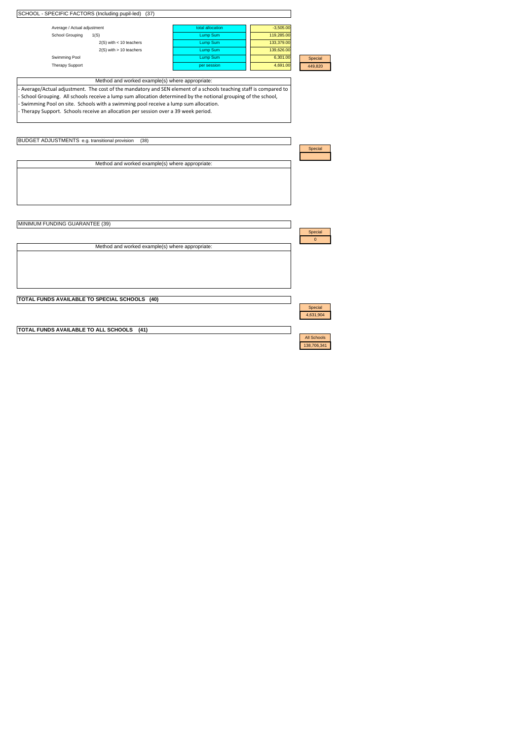## SCHOOL - SPECIFIC FACTORS (Including pupil-led) (37)

| | | | |
|---|---|---|---|
| Average / Actual adjustment | | total allocation | -3,505.00 |
| School Grouping | 1(S) | Lump Sum | 119,285.00 |
| | 2(S) with < 10 teachers | Lump Sum | 133,379.00 |
| | 2(S) with > 10 teachers | Lump Sum | 139,626.00 |
| Swimming Pool | | Lump Sum | 6,301.00 |
| Therapy Support | | per session | 4,691.00 |

| Special |
|---|
| 449,820 |

Method and worked example(s) where appropriate:

- Average/Actual adjustment. The cost of the mandatory and SEN element of a schools teaching staff is compared to
- School Grouping. All schools receive a lump sum allocation determined by the notional grouping of the school,
- Swimming Pool on site. Schools with a swimming pool receive a lump sum allocation.
- Therapy Support. Schools receive an allocation per session over a 39 week period.

## BUDGET ADJUSTMENTS e.g. transitional provision (38)

| Special |
|---|
| |

Method and worked example(s) where appropriate:

## MINIMUM FUNDING GUARANTEE (39)

| Special |
|---|
| 0 |

Method and worked example(s) where appropriate:

## TOTAL FUNDS AVAILABLE TO SPECIAL SCHOOLS (40)

| Special |
|---|
| 4,631,904 |

## TOTAL FUNDS AVAILABLE TO ALL SCHOOLS (41)

| All Schools |
|---|
| 138,706,341 |